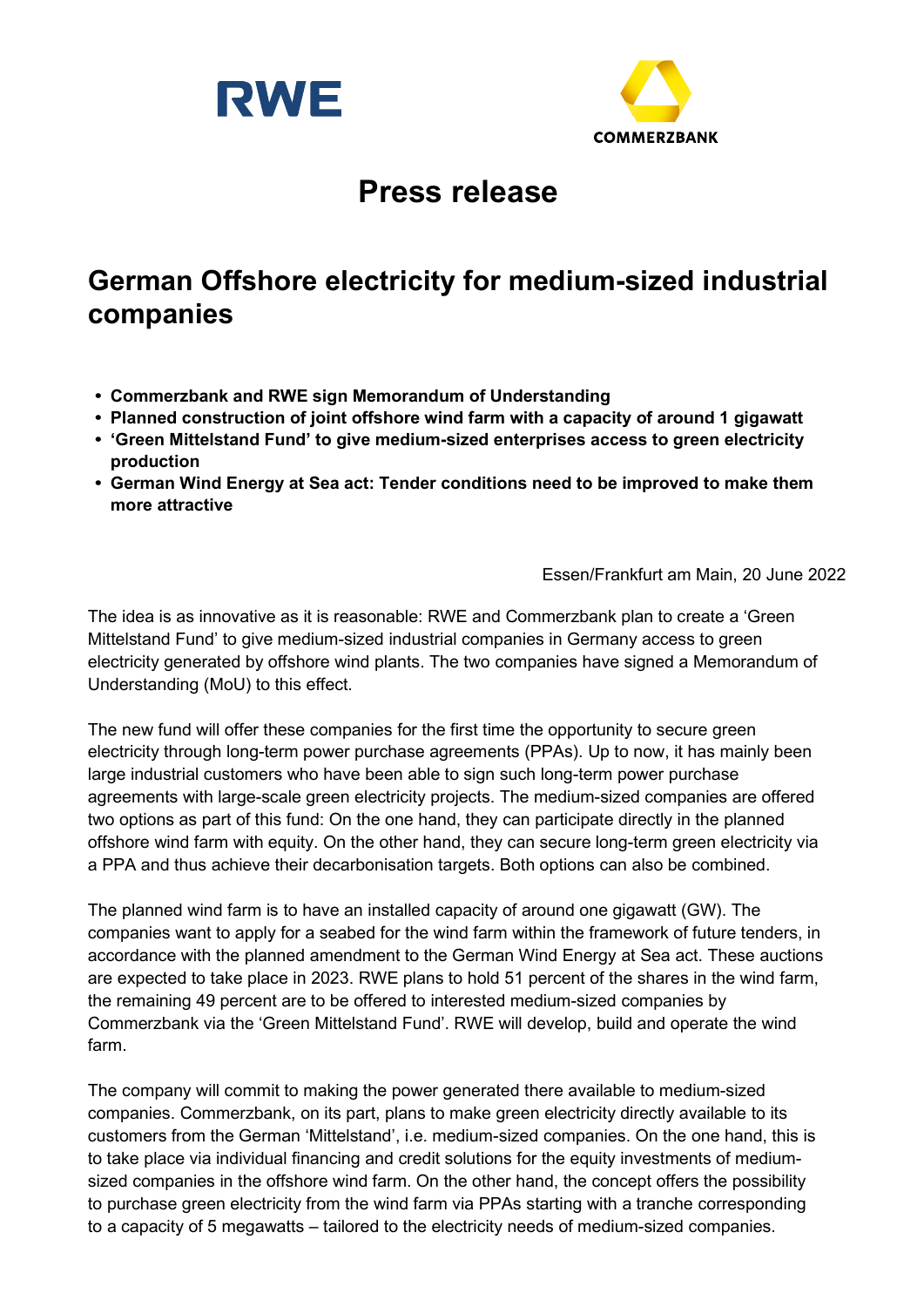RWE

COMMERZBANK

# Press release

## German Offshore electricity for medium-sized industrial companies

- **Commerzbank and RWE sign Memorandum of Understanding**
- **Planned construction of joint offshore wind farm with a capacity of around 1 gigawatt**
- **'Green Mittelstand Fund' to give medium-sized enterprises access to green electricity production**
- **German Wind Energy at Sea act: Tender conditions need to be improved to make them more attractive**

Essen/Frankfurt am Main, 20 June 2022

The idea is as innovative as it is reasonable: RWE and Commerzbank plan to create a 'Green Mittelstand Fund' to give medium-sized industrial companies in Germany access to green electricity generated by offshore wind plants. The two companies have signed a Memorandum of Understanding (MoU) to this effect.

The new fund will offer these companies for the first time the opportunity to secure green electricity through long-term power purchase agreements (PPAs). Up to now, it has mainly been large industrial customers who have been able to sign such long-term power purchase agreements with large-scale green electricity projects. The medium-sized companies are offered two options as part of this fund: On the one hand, they can participate directly in the planned offshore wind farm with equity. On the other hand, they can secure long-term green electricity via a PPA and thus achieve their decarbonisation targets. Both options can also be combined.

The planned wind farm is to have an installed capacity of around one gigawatt (GW). The companies want to apply for a seabed for the wind farm within the framework of future tenders, in accordance with the planned amendment to the German Wind Energy at Sea act. These auctions are expected to take place in 2023. RWE plans to hold 51 percent of the shares in the wind farm, the remaining 49 percent are to be offered to interested medium-sized companies by Commerzbank via the 'Green Mittelstand Fund'. RWE will develop, build and operate the wind farm.

The company will commit to making the power generated there available to medium-sized companies. Commerzbank, on its part, plans to make green electricity directly available to its customers from the German 'Mittelstand', i.e. medium-sized companies. On the one hand, this is to take place via individual financing and credit solutions for the equity investments of medium-sized companies in the offshore wind farm. On the other hand, the concept offers the possibility to purchase green electricity from the wind farm via PPAs starting with a tranche corresponding to a capacity of 5 megawatts – tailored to the electricity needs of medium-sized companies.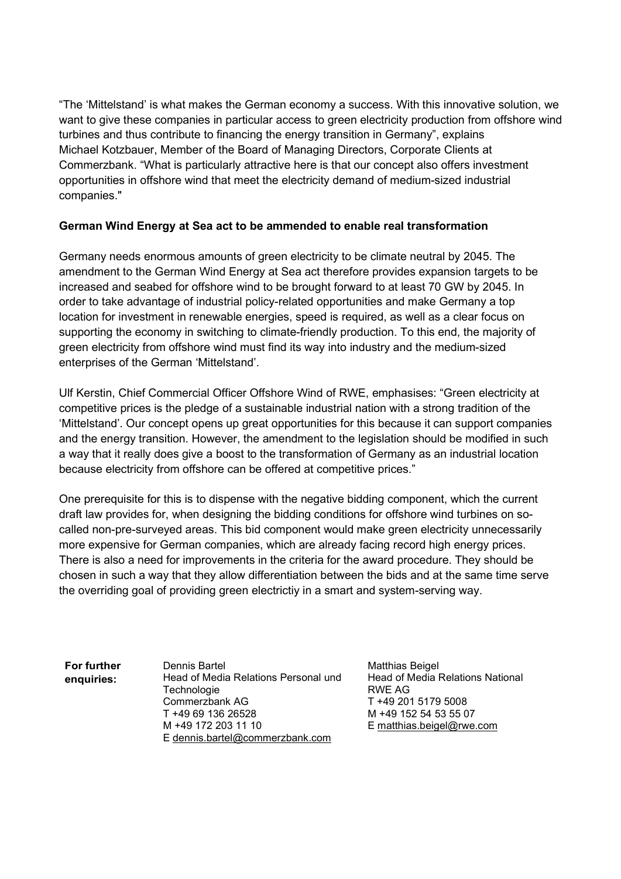"The 'Mittelstand' is what makes the German economy a success. With this innovative solution, we want to give these companies in particular access to green electricity production from offshore wind turbines and thus contribute to financing the energy transition in Germany", explains Michael Kotzbauer, Member of the Board of Managing Directors, Corporate Clients at Commerzbank. "What is particularly attractive here is that our concept also offers investment opportunities in offshore wind that meet the electricity demand of medium-sized industrial companies."

**German Wind Energy at Sea act to be ammended to enable real transformation**

Germany needs enormous amounts of green electricity to be climate neutral by 2045. The amendment to the German Wind Energy at Sea act therefore provides expansion targets to be increased and seabed for offshore wind to be brought forward to at least 70 GW by 2045. In order to take advantage of industrial policy-related opportunities and make Germany a top location for investment in renewable energies, speed is required, as well as a clear focus on supporting the economy in switching to climate-friendly production. To this end, the majority of green electricity from offshore wind must find its way into industry and the medium-sized enterprises of the German 'Mittelstand'.

Ulf Kerstin, Chief Commercial Officer Offshore Wind of RWE, emphasises: "Green electricity at competitive prices is the pledge of a sustainable industrial nation with a strong tradition of the 'Mittelstand'. Our concept opens up great opportunities for this because it can support companies and the energy transition. However, the amendment to the legislation should be modified in such a way that it really does give a boost to the transformation of Germany as an industrial location because electricity from offshore can be offered at competitive prices."

One prerequisite for this is to dispense with the negative bidding component, which the current draft law provides for, when designing the bidding conditions for offshore wind turbines on so-called non-pre-surveyed areas. This bid component would make green electricity unnecessarily more expensive for German companies, which are already facing record high energy prices. There is also a need for improvements in the criteria for the award procedure. They should be chosen in such a way that they allow differentiation between the bids and at the same time serve the overriding goal of providing green electrictiy in a smart and system-serving way.

**For further enquiries:**

Dennis Bartel
Head of Media Relations Personal und Technologie
Commerzbank AG
T +49 69 136 26528
M +49 172 203 11 10
E dennis.bartel@commerzbank.com

Matthias Beigel
Head of Media Relations National
RWE AG
T +49 201 5179 5008
M +49 152 54 53 55 07
E matthias.beigel@rwe.com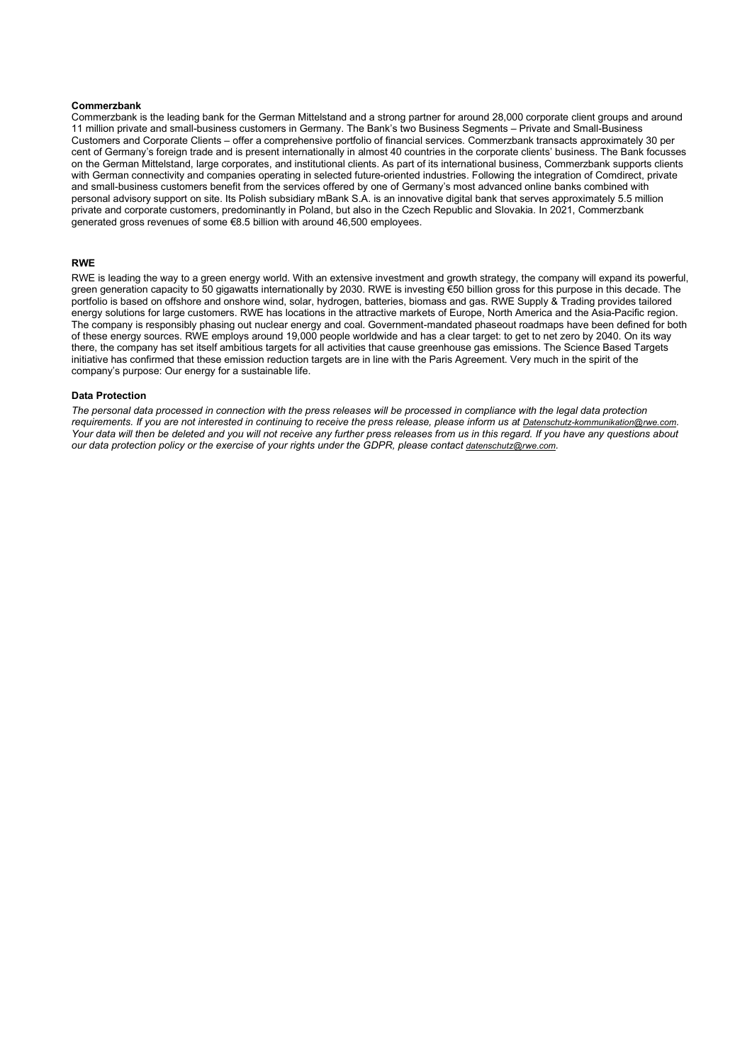**Commerzbank**

Commerzbank is the leading bank for the German Mittelstand and a strong partner for around 28,000 corporate client groups and around 11 million private and small-business customers in Germany. The Bank's two Business Segments – Private and Small-Business Customers and Corporate Clients – offer a comprehensive portfolio of financial services. Commerzbank transacts approximately 30 per cent of Germany's foreign trade and is present internationally in almost 40 countries in the corporate clients' business. The Bank focusses on the German Mittelstand, large corporates, and institutional clients. As part of its international business, Commerzbank supports clients with German connectivity and companies operating in selected future-oriented industries. Following the integration of Comdirect, private and small-business customers benefit from the services offered by one of Germany's most advanced online banks combined with personal advisory support on site. Its Polish subsidiary mBank S.A. is an innovative digital bank that serves approximately 5.5 million private and corporate customers, predominantly in Poland, but also in the Czech Republic and Slovakia. In 2021, Commerzbank generated gross revenues of some €8.5 billion with around 46,500 employees.

**RWE**

RWE is leading the way to a green energy world. With an extensive investment and growth strategy, the company will expand its powerful, green generation capacity to 50 gigawatts internationally by 2030. RWE is investing €50 billion gross for this purpose in this decade. The portfolio is based on offshore and onshore wind, solar, hydrogen, batteries, biomass and gas. RWE Supply & Trading provides tailored energy solutions for large customers. RWE has locations in the attractive markets of Europe, North America and the Asia-Pacific region. The company is responsibly phasing out nuclear energy and coal. Government-mandated phaseout roadmaps have been defined for both of these energy sources. RWE employs around 19,000 people worldwide and has a clear target: to get to net zero by 2040. On its way there, the company has set itself ambitious targets for all activities that cause greenhouse gas emissions. The Science Based Targets initiative has confirmed that these emission reduction targets are in line with the Paris Agreement. Very much in the spirit of the company's purpose: Our energy for a sustainable life.

**Data Protection**

*The personal data processed in connection with the press releases will be processed in compliance with the legal data protection requirements. If you are not interested in continuing to receive the press release, please inform us at Datenschutz-kommunikation@rwe.com. Your data will then be deleted and you will not receive any further press releases from us in this regard. If you have any questions about our data protection policy or the exercise of your rights under the GDPR, please contact datenschutz@rwe.com.*